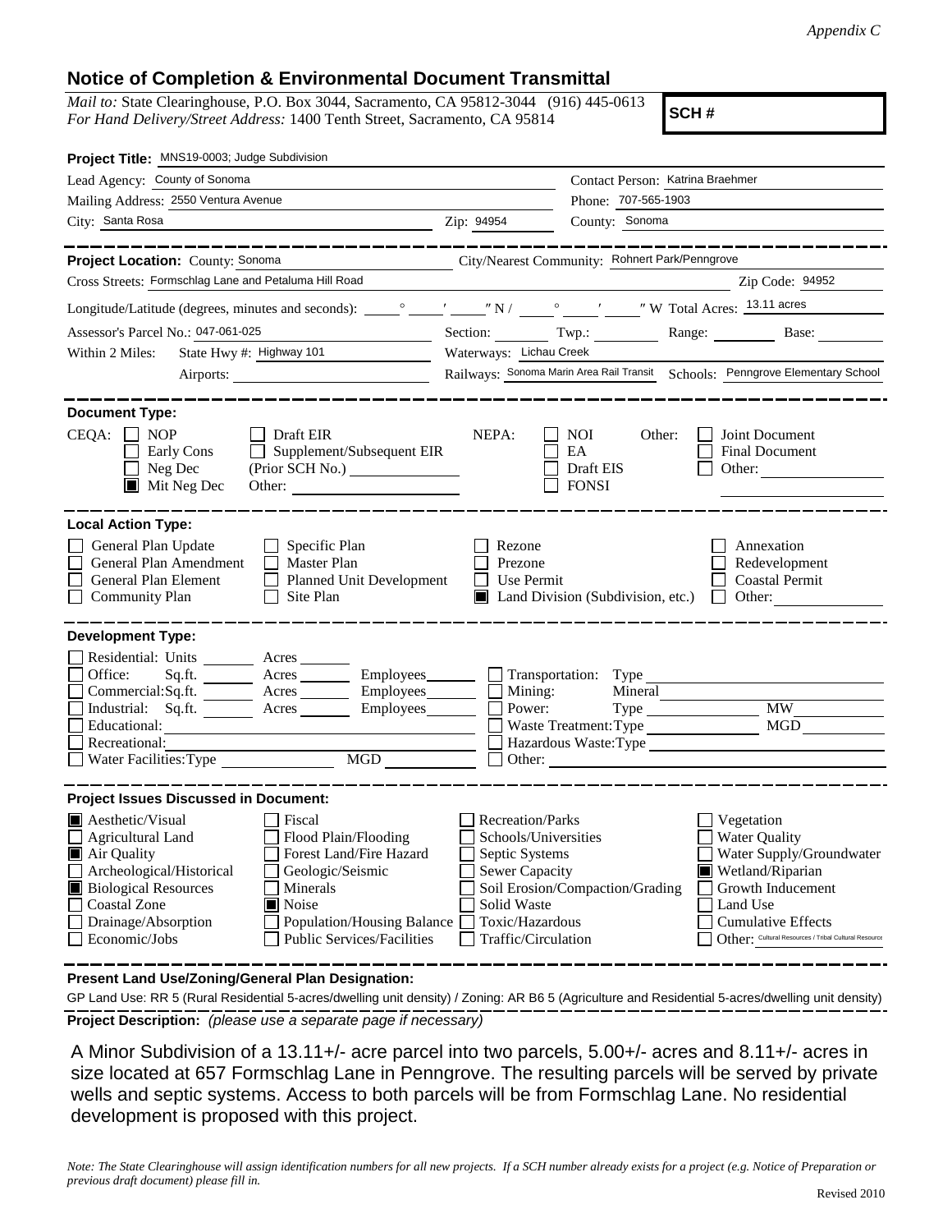*Appendix C*

## Notice of Completion & Environmental Document Transmittal

*Mail to:* State Clearinghouse, P.O. Box 3044, Sacramento, CA 95812-3044 (916) 445-0613
*For Hand Delivery/Street Address:* 1400 Tenth Street, Sacramento, CA 95814

**SCH #**

**Project Title:** MNS19-0003; Judge Subdivision

Lead Agency: County of Sonoma
Contact Person: Katrina Braehmer
Mailing Address: 2550 Ventura Avenue
Phone: 707-565-1903
City: Santa Rosa
Zip: 94954
County: Sonoma

**Project Location:** County: Sonoma
City/Nearest Community: Rohnert Park/Penngrove
Cross Streets: Formschlag Lane and Petaluma Hill Road
Zip Code: 94952
Longitude/Latitude (degrees, minutes and seconds): \_\_\_° \_\_\_′ \_\_\_″ N / \_\_\_° \_\_\_′ \_\_\_″ W Total Acres: 13.11 acres
Assessor's Parcel No.: 047-061-025
Section: \_\_\_ Twp.: \_\_\_ Range: \_\_\_ Base: \_\_\_
Within 2 Miles: State Hwy #: Highway 101
Waterways: Lichau Creek
Airports: \_\_\_
Railways: Sonoma Marin Area Rail Transit
Schools: Penngrove Elementary School

**Document Type:**

CEQA:
- ☐ NOP
- ☐ Early Cons
- ☐ Neg Dec
- ☒ Mit Neg Dec
- ☐ Draft EIR
- ☐ Supplement/Subsequent EIR (Prior SCH No.) \_\_\_
- Other: \_\_\_

NEPA:
- ☐ NOI
- ☐ EA
- ☐ Draft EIS
- ☐ FONSI

Other:
- ☐ Joint Document
- ☐ Final Document
- ☐ Other: \_\_\_

**Local Action Type:**

- ☐ General Plan Update
- ☐ General Plan Amendment
- ☐ General Plan Element
- ☐ Community Plan
- ☐ Specific Plan
- ☐ Master Plan
- ☐ Planned Unit Development
- ☐ Site Plan
- ☐ Rezone
- ☐ Prezone
- ☐ Use Permit
- ☒ Land Division (Subdivision, etc.)
- ☐ Annexation
- ☐ Redevelopment
- ☐ Coastal Permit
- ☐ Other: \_\_\_

**Development Type:**

- ☐ Residential: Units \_\_\_ Acres \_\_\_
- ☐ Office: Sq.ft. \_\_\_ Acres \_\_\_ Employees \_\_\_
- ☐ Commercial: Sq.ft. \_\_\_ Acres \_\_\_ Employees \_\_\_
- ☐ Industrial: Sq.ft. \_\_\_ Acres \_\_\_ Employees \_\_\_
- ☐ Educational: \_\_\_
- ☐ Recreational: \_\_\_
- ☐ Water Facilities: Type \_\_\_ MGD \_\_\_
- ☐ Transportation: Type \_\_\_
- ☐ Mining: Mineral \_\_\_
- ☐ Power: Type \_\_\_ MW \_\_\_
- ☐ Waste Treatment: Type \_\_\_ MGD \_\_\_
- ☐ Hazardous Waste: Type \_\_\_
- ☐ Other: \_\_\_

**Project Issues Discussed in Document:**

- ☒ Aesthetic/Visual
- ☐ Agricultural Land
- ☒ Air Quality
- ☐ Archeological/Historical
- ☒ Biological Resources
- ☐ Coastal Zone
- ☐ Drainage/Absorption
- ☐ Economic/Jobs
- ☐ Fiscal
- ☐ Flood Plain/Flooding
- ☐ Forest Land/Fire Hazard
- ☐ Geologic/Seismic
- ☐ Minerals
- ☒ Noise
- ☐ Population/Housing Balance
- ☐ Public Services/Facilities
- ☐ Recreation/Parks
- ☐ Schools/Universities
- ☐ Septic Systems
- ☐ Sewer Capacity
- ☐ Soil Erosion/Compaction/Grading
- ☐ Solid Waste
- ☐ Toxic/Hazardous
- ☐ Traffic/Circulation
- ☐ Vegetation
- ☐ Water Quality
- ☐ Water Supply/Groundwater
- ☒ Wetland/Riparian
- ☐ Growth Inducement
- ☐ Land Use
- ☐ Cumulative Effects
- ☐ Other: Cultural Resources / Tribal Cultural Resource

**Present Land Use/Zoning/General Plan Designation:**

GP Land Use: RR 5 (Rural Residential 5-acres/dwelling unit density) / Zoning: AR B6 5 (Agriculture and Residential 5-acres/dwelling unit density)

**Project Description:** *(please use a separate page if necessary)*

A Minor Subdivision of a 13.11+/- acre parcel into two parcels, 5.00+/- acres and 8.11+/- acres in size located at 657 Formschlag Lane in Penngrove. The resulting parcels will be served by private wells and septic systems. Access to both parcels will be from Formschlag Lane. No residential development is proposed with this project.

*Note: The State Clearinghouse will assign identification numbers for all new projects. If a SCH number already exists for a project (e.g. Notice of Preparation or previous draft document) please fill in.*

Revised 2010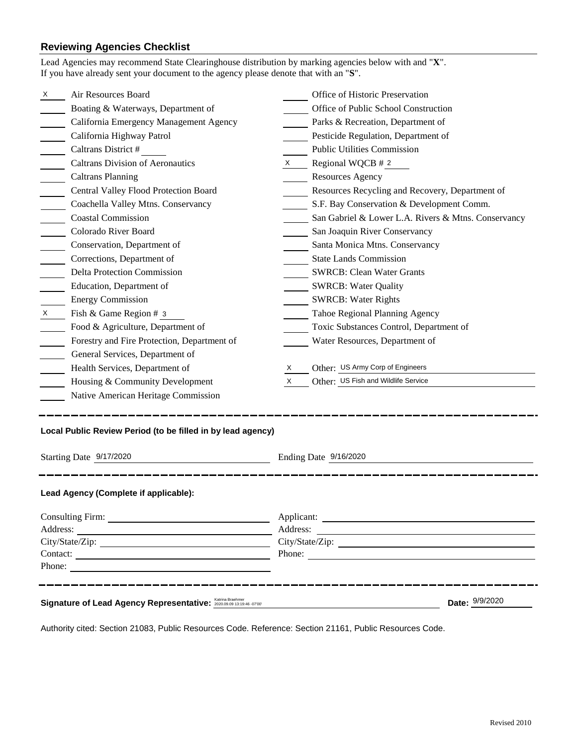## Reviewing Agencies Checklist

Lead Agencies may recommend State Clearinghouse distribution by marking agencies below with and "**X**".
If you have already sent your document to the agency please denote that with an "**S**".

| | | | |
|---|---|---|---|
| X | Air Resources Board | | Office of Historic Preservation |
| | Boating & Waterways, Department of | | Office of Public School Construction |
| | California Emergency Management Agency | | Parks & Recreation, Department of |
| | California Highway Patrol | | Pesticide Regulation, Department of |
| | Caltrans District # | | Public Utilities Commission |
| | Caltrans Division of Aeronautics | X | Regional WQCB # 2 |
| | Caltrans Planning | | Resources Agency |
| | Central Valley Flood Protection Board | | Resources Recycling and Recovery, Department of |
| | Coachella Valley Mtns. Conservancy | | S.F. Bay Conservation & Development Comm. |
| | Coastal Commission | | San Gabriel & Lower L.A. Rivers & Mtns. Conservancy |
| | Colorado River Board | | San Joaquin River Conservancy |
| | Conservation, Department of | | Santa Monica Mtns. Conservancy |
| | Corrections, Department of | | State Lands Commission |
| | Delta Protection Commission | | SWRCB: Clean Water Grants |
| | Education, Department of | | SWRCB: Water Quality |
| | Energy Commission | | SWRCB: Water Rights |
| X | Fish & Game Region # 3 | | Tahoe Regional Planning Agency |
| | Food & Agriculture, Department of | | Toxic Substances Control, Department of |
| | Forestry and Fire Protection, Department of | | Water Resources, Department of |
| | General Services, Department of | | |
| | Health Services, Department of | X | Other: US Army Corp of Engineers |
| | Housing & Community Development | X | Other: US Fish and Wildlife Service |
| | Native American Heritage Commission | | |

---

**Local Public Review Period (to be filled in by lead agency)**

Starting Date 9/17/2020 Ending Date 9/16/2020

---

**Lead Agency (Complete if applicable):**

Consulting Firm:
Address:
City/State/Zip:
Contact:
Phone:

Applicant:
Address:
City/State/Zip:
Phone:

---

**Signature of Lead Agency Representative:** Katrina Braehmer 2020.09.09 13:19:46 -07'00' **Date:** 9/9/2020

Authority cited: Section 21083, Public Resources Code. Reference: Section 21161, Public Resources Code.

Revised 2010